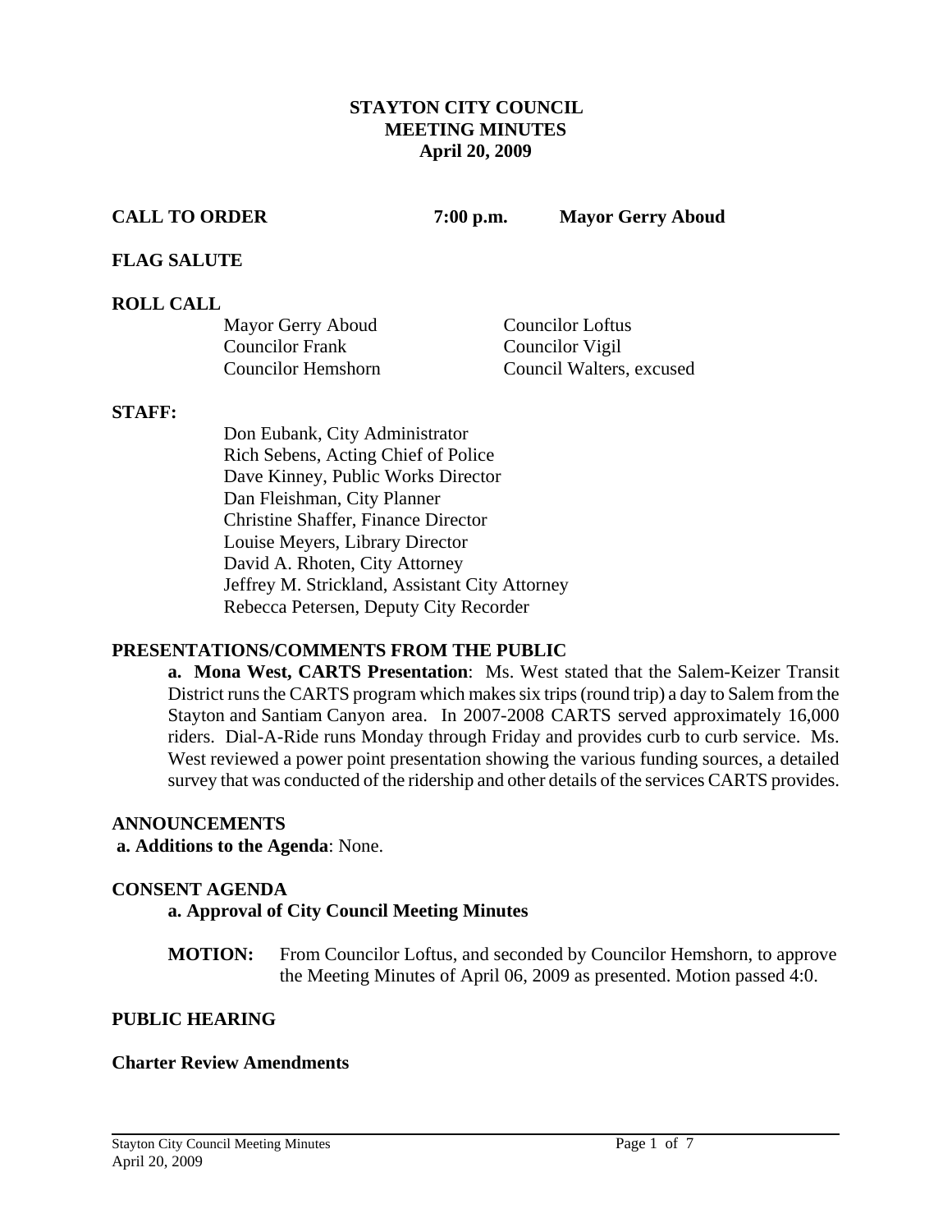# STAYTON CITY COUNCIL
## MEETING MINUTES
### April 20, 2009

**CALL TO ORDER** **7:00 p.m.** **Mayor Gerry Aboud**

**FLAG SALUTE**

**ROLL CALL**

Mayor Gerry Aboud
Councilor Frank
Councilor Hemshorn
Councilor Loftus
Councilor Vigil
Council Walters, excused

**STAFF:**

Don Eubank, City Administrator
Rich Sebens, Acting Chief of Police
Dave Kinney, Public Works Director
Dan Fleishman, City Planner
Christine Shaffer, Finance Director
Louise Meyers, Library Director
David A. Rhoten, City Attorney
Jeffrey M. Strickland, Assistant City Attorney
Rebecca Petersen, Deputy City Recorder

**PRESENTATIONS/COMMENTS FROM THE PUBLIC**

**a. Mona West, CARTS Presentation**: Ms. West stated that the Salem-Keizer Transit District runs the CARTS program which makes six trips (round trip) a day to Salem from the Stayton and Santiam Canyon area. In 2007-2008 CARTS served approximately 16,000 riders. Dial-A-Ride runs Monday through Friday and provides curb to curb service. Ms. West reviewed a power point presentation showing the various funding sources, a detailed survey that was conducted of the ridership and other details of the services CARTS provides.

**ANNOUNCEMENTS**

**a. Additions to the Agenda**: None.

**CONSENT AGENDA**

**a. Approval of City Council Meeting Minutes**

**MOTION:** From Councilor Loftus, and seconded by Councilor Hemshorn, to approve the Meeting Minutes of April 06, 2009 as presented. Motion passed 4:0.

**PUBLIC HEARING**

**Charter Review Amendments**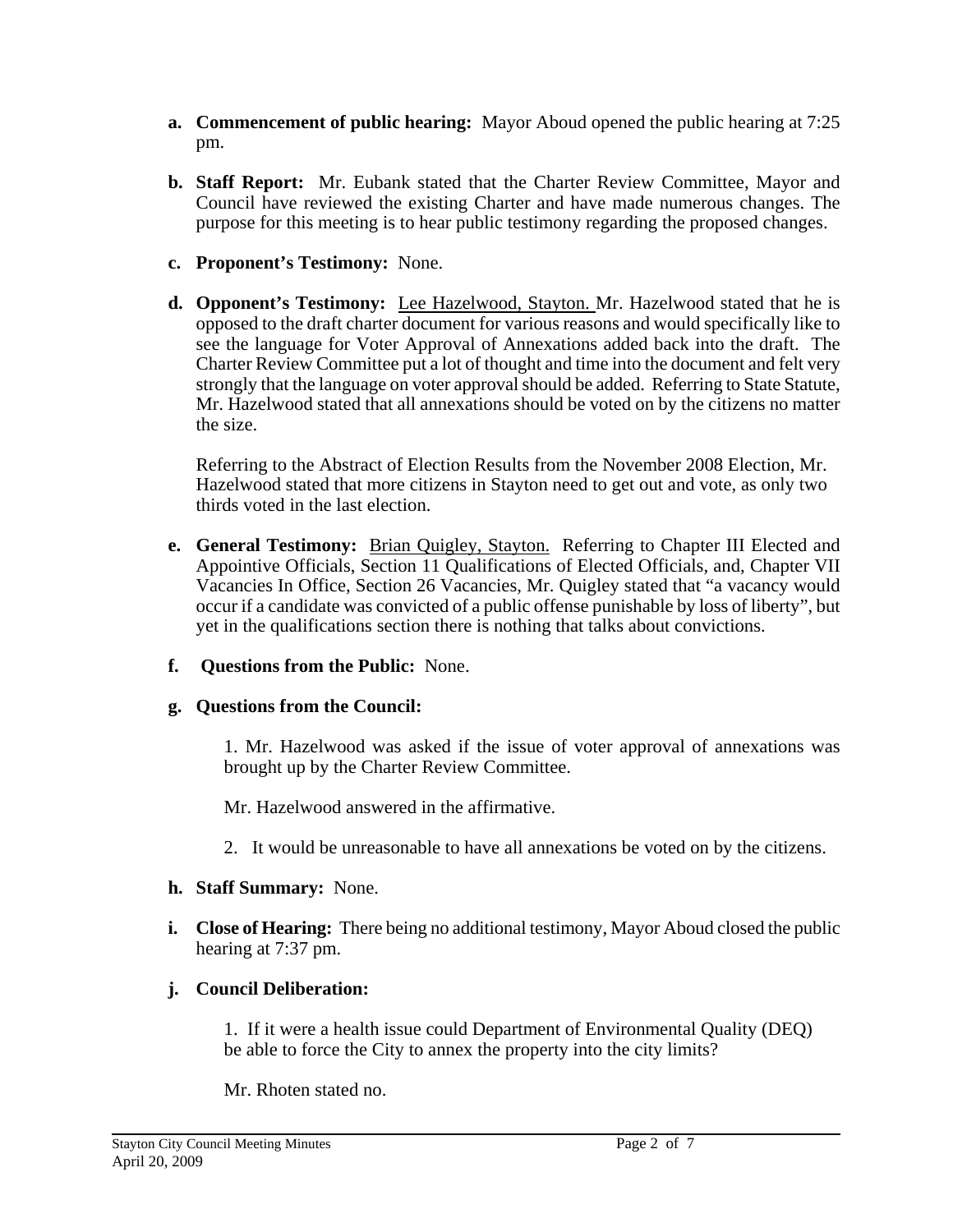**a. Commencement of public hearing:** Mayor Aboud opened the public hearing at 7:25 pm.

**b. Staff Report:** Mr. Eubank stated that the Charter Review Committee, Mayor and Council have reviewed the existing Charter and have made numerous changes. The purpose for this meeting is to hear public testimony regarding the proposed changes.

**c. Proponent's Testimony:** None.

**d. Opponent's Testimony:** Lee Hazelwood, Stayton. Mr. Hazelwood stated that he is opposed to the draft charter document for various reasons and would specifically like to see the language for Voter Approval of Annexations added back into the draft. The Charter Review Committee put a lot of thought and time into the document and felt very strongly that the language on voter approval should be added. Referring to State Statute, Mr. Hazelwood stated that all annexations should be voted on by the citizens no matter the size.

Referring to the Abstract of Election Results from the November 2008 Election, Mr. Hazelwood stated that more citizens in Stayton need to get out and vote, as only two thirds voted in the last election.

**e. General Testimony:** Brian Quigley, Stayton. Referring to Chapter III Elected and Appointive Officials, Section 11 Qualifications of Elected Officials, and, Chapter VII Vacancies In Office, Section 26 Vacancies, Mr. Quigley stated that "a vacancy would occur if a candidate was convicted of a public offense punishable by loss of liberty", but yet in the qualifications section there is nothing that talks about convictions.

**f. Questions from the Public:** None.

**g. Questions from the Council:**

1. Mr. Hazelwood was asked if the issue of voter approval of annexations was brought up by the Charter Review Committee.

Mr. Hazelwood answered in the affirmative.

2. It would be unreasonable to have all annexations be voted on by the citizens.

**h. Staff Summary:** None.

**i. Close of Hearing:** There being no additional testimony, Mayor Aboud closed the public hearing at 7:37 pm.

**j. Council Deliberation:**

1. If it were a health issue could Department of Environmental Quality (DEQ) be able to force the City to annex the property into the city limits?

Mr. Rhoten stated no.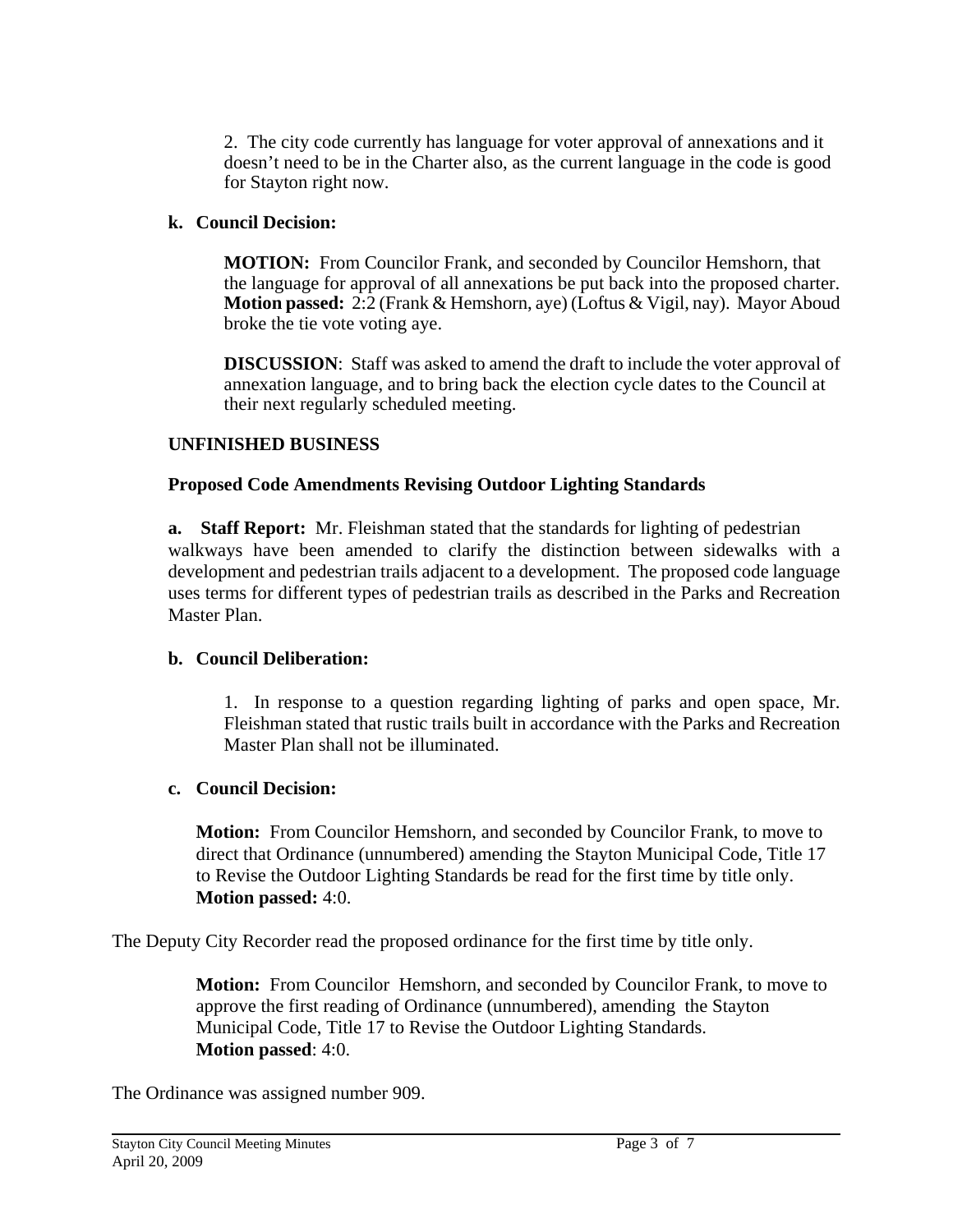2. The city code currently has language for voter approval of annexations and it doesn't need to be in the Charter also, as the current language in the code is good for Stayton right now.

**k. Council Decision:**

**MOTION:** From Councilor Frank, and seconded by Councilor Hemshorn, that the language for approval of all annexations be put back into the proposed charter. **Motion passed:** 2:2 (Frank & Hemshorn, aye) (Loftus & Vigil, nay). Mayor Aboud broke the tie vote voting aye.

**DISCUSSION**: Staff was asked to amend the draft to include the voter approval of annexation language, and to bring back the election cycle dates to the Council at their next regularly scheduled meeting.

## UNFINISHED BUSINESS

### Proposed Code Amendments Revising Outdoor Lighting Standards

**a. Staff Report:** Mr. Fleishman stated that the standards for lighting of pedestrian walkways have been amended to clarify the distinction between sidewalks with a development and pedestrian trails adjacent to a development. The proposed code language uses terms for different types of pedestrian trails as described in the Parks and Recreation Master Plan.

**b. Council Deliberation:**

1. In response to a question regarding lighting of parks and open space, Mr. Fleishman stated that rustic trails built in accordance with the Parks and Recreation Master Plan shall not be illuminated.

**c. Council Decision:**

**Motion:** From Councilor Hemshorn, and seconded by Councilor Frank, to move to direct that Ordinance (unnumbered) amending the Stayton Municipal Code, Title 17 to Revise the Outdoor Lighting Standards be read for the first time by title only. **Motion passed:** 4:0.

The Deputy City Recorder read the proposed ordinance for the first time by title only.

**Motion:** From Councilor Hemshorn, and seconded by Councilor Frank, to move to approve the first reading of Ordinance (unnumbered), amending the Stayton Municipal Code, Title 17 to Revise the Outdoor Lighting Standards. **Motion passed**: 4:0.

The Ordinance was assigned number 909.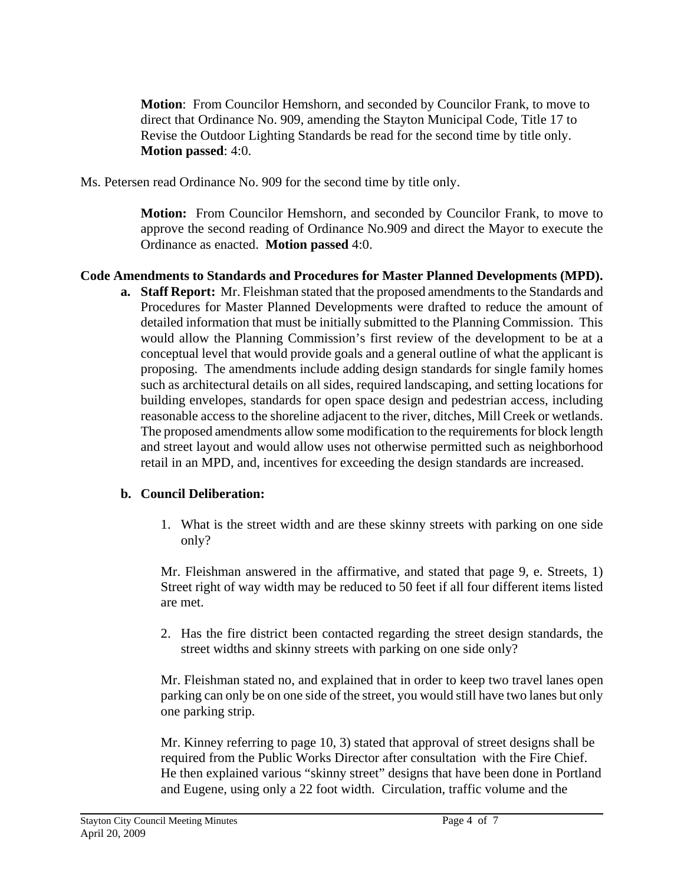**Motion**: From Councilor Hemshorn, and seconded by Councilor Frank, to move to direct that Ordinance No. 909, amending the Stayton Municipal Code, Title 17 to Revise the Outdoor Lighting Standards be read for the second time by title only. **Motion passed**: 4:0.

Ms. Petersen read Ordinance No. 909 for the second time by title only.

**Motion:** From Councilor Hemshorn, and seconded by Councilor Frank, to move to approve the second reading of Ordinance No.909 and direct the Mayor to execute the Ordinance as enacted. **Motion passed** 4:0.

**Code Amendments to Standards and Procedures for Master Planned Developments (MPD).**

**a. Staff Report:** Mr. Fleishman stated that the proposed amendments to the Standards and Procedures for Master Planned Developments were drafted to reduce the amount of detailed information that must be initially submitted to the Planning Commission. This would allow the Planning Commission's first review of the development to be at a conceptual level that would provide goals and a general outline of what the applicant is proposing. The amendments include adding design standards for single family homes such as architectural details on all sides, required landscaping, and setting locations for building envelopes, standards for open space design and pedestrian access, including reasonable access to the shoreline adjacent to the river, ditches, Mill Creek or wetlands. The proposed amendments allow some modification to the requirements for block length and street layout and would allow uses not otherwise permitted such as neighborhood retail in an MPD, and, incentives for exceeding the design standards are increased.

**b. Council Deliberation:**

1. What is the street width and are these skinny streets with parking on one side only?

Mr. Fleishman answered in the affirmative, and stated that page 9, e. Streets, 1) Street right of way width may be reduced to 50 feet if all four different items listed are met.

2. Has the fire district been contacted regarding the street design standards, the street widths and skinny streets with parking on one side only?

Mr. Fleishman stated no, and explained that in order to keep two travel lanes open parking can only be on one side of the street, you would still have two lanes but only one parking strip.

Mr. Kinney referring to page 10, 3) stated that approval of street designs shall be required from the Public Works Director after consultation with the Fire Chief. He then explained various "skinny street" designs that have been done in Portland and Eugene, using only a 22 foot width. Circulation, traffic volume and the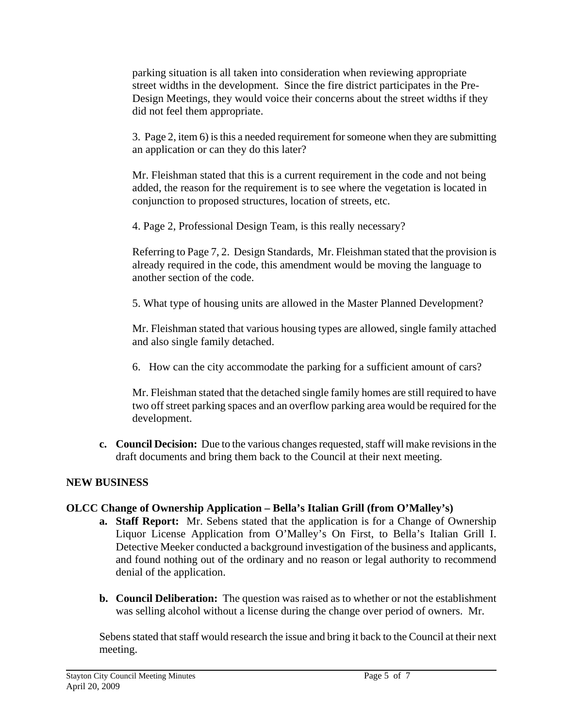parking situation is all taken into consideration when reviewing appropriate street widths in the development. Since the fire district participates in the Pre-Design Meetings, they would voice their concerns about the street widths if they did not feel them appropriate.

3. Page 2, item 6) is this a needed requirement for someone when they are submitting an application or can they do this later?

Mr. Fleishman stated that this is a current requirement in the code and not being added, the reason for the requirement is to see where the vegetation is located in conjunction to proposed structures, location of streets, etc.

4. Page 2, Professional Design Team, is this really necessary?

Referring to Page 7, 2. Design Standards, Mr. Fleishman stated that the provision is already required in the code, this amendment would be moving the language to another section of the code.

5. What type of housing units are allowed in the Master Planned Development?

Mr. Fleishman stated that various housing types are allowed, single family attached and also single family detached.

6. How can the city accommodate the parking for a sufficient amount of cars?

Mr. Fleishman stated that the detached single family homes are still required to have two off street parking spaces and an overflow parking area would be required for the development.

**c. Council Decision:** Due to the various changes requested, staff will make revisions in the draft documents and bring them back to the Council at their next meeting.

## NEW BUSINESS

### OLCC Change of Ownership Application – Bella's Italian Grill (from O'Malley's)

**a. Staff Report:** Mr. Sebens stated that the application is for a Change of Ownership Liquor License Application from O'Malley's On First, to Bella's Italian Grill I. Detective Meeker conducted a background investigation of the business and applicants, and found nothing out of the ordinary and no reason or legal authority to recommend denial of the application.

**b. Council Deliberation:** The question was raised as to whether or not the establishment was selling alcohol without a license during the change over period of owners. Mr.

Sebens stated that staff would research the issue and bring it back to the Council at their next meeting.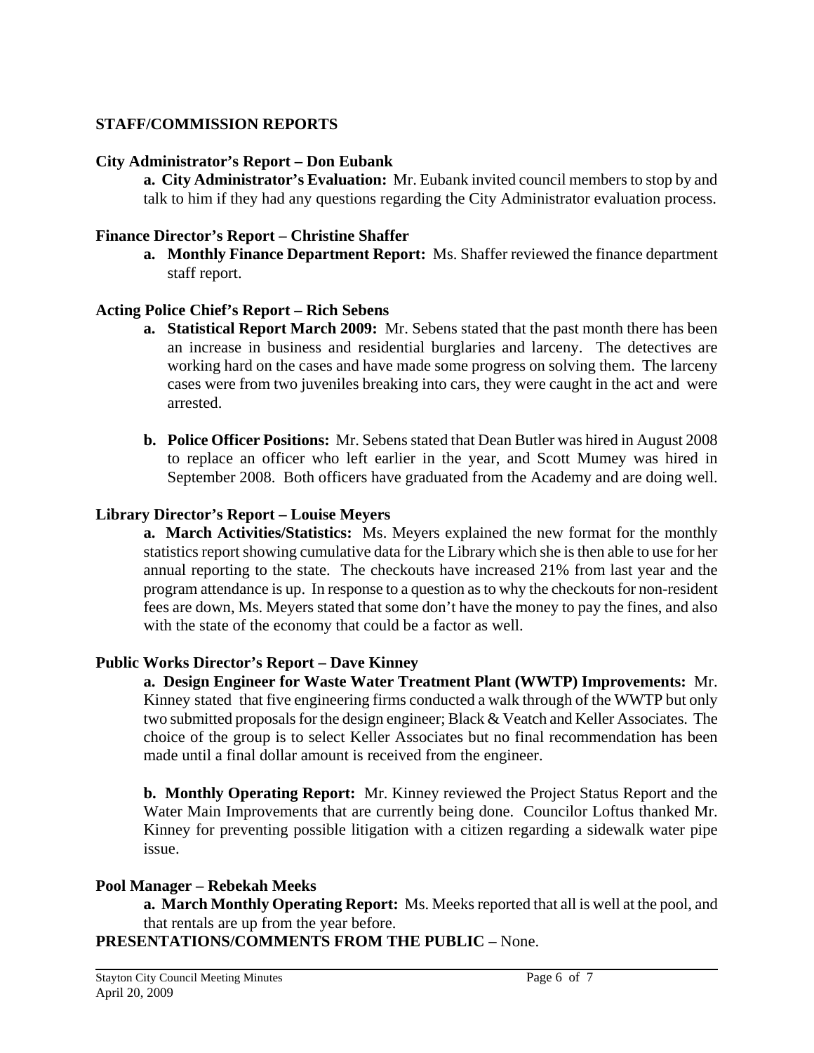## STAFF/COMMISSION REPORTS

### City Administrator's Report – Don Eubank

**a. City Administrator's Evaluation:** Mr. Eubank invited council members to stop by and talk to him if they had any questions regarding the City Administrator evaluation process.

### Finance Director's Report – Christine Shaffer

**a. Monthly Finance Department Report:** Ms. Shaffer reviewed the finance department staff report.

### Acting Police Chief's Report – Rich Sebens

**a. Statistical Report March 2009:** Mr. Sebens stated that the past month there has been an increase in business and residential burglaries and larceny. The detectives are working hard on the cases and have made some progress on solving them. The larceny cases were from two juveniles breaking into cars, they were caught in the act and were arrested.

**b. Police Officer Positions:** Mr. Sebens stated that Dean Butler was hired in August 2008 to replace an officer who left earlier in the year, and Scott Mumey was hired in September 2008. Both officers have graduated from the Academy and are doing well.

### Library Director's Report – Louise Meyers

**a. March Activities/Statistics:** Ms. Meyers explained the new format for the monthly statistics report showing cumulative data for the Library which she is then able to use for her annual reporting to the state. The checkouts have increased 21% from last year and the program attendance is up. In response to a question as to why the checkouts for non-resident fees are down, Ms. Meyers stated that some don't have the money to pay the fines, and also with the state of the economy that could be a factor as well.

### Public Works Director's Report – Dave Kinney

**a. Design Engineer for Waste Water Treatment Plant (WWTP) Improvements:** Mr. Kinney stated that five engineering firms conducted a walk through of the WWTP but only two submitted proposals for the design engineer; Black & Veatch and Keller Associates. The choice of the group is to select Keller Associates but no final recommendation has been made until a final dollar amount is received from the engineer.

**b. Monthly Operating Report:** Mr. Kinney reviewed the Project Status Report and the Water Main Improvements that are currently being done. Councilor Loftus thanked Mr. Kinney for preventing possible litigation with a citizen regarding a sidewalk water pipe issue.

### Pool Manager – Rebekah Meeks

**a. March Monthly Operating Report:** Ms. Meeks reported that all is well at the pool, and that rentals are up from the year before.

## PRESENTATIONS/COMMENTS FROM THE PUBLIC – None.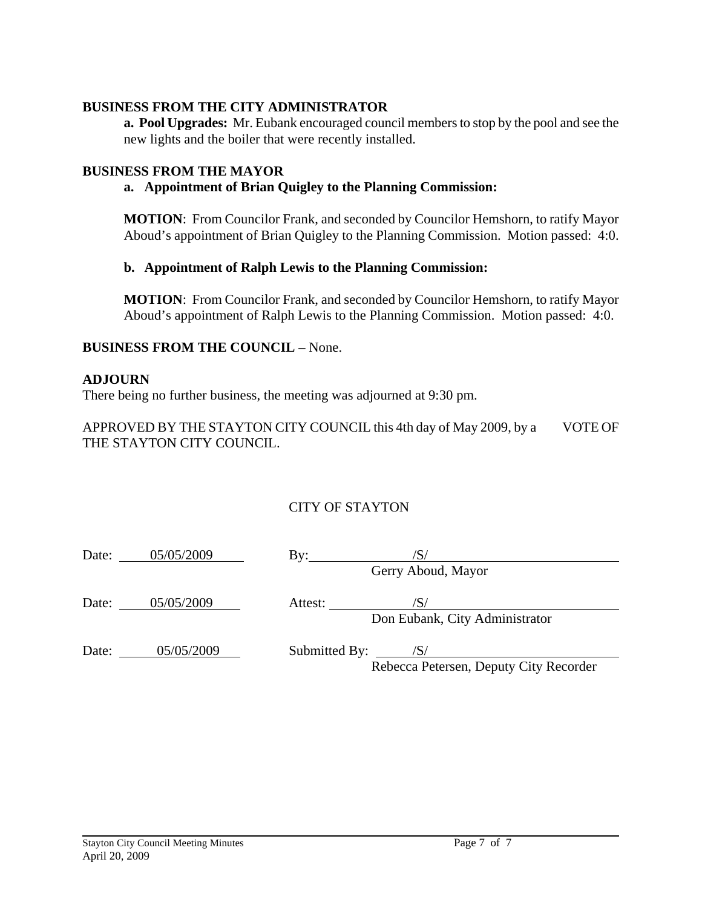**BUSINESS FROM THE CITY ADMINISTRATOR**

**a. Pool Upgrades:** Mr. Eubank encouraged council members to stop by the pool and see the new lights and the boiler that were recently installed.

**BUSINESS FROM THE MAYOR**

**a. Appointment of Brian Quigley to the Planning Commission:**

**MOTION**: From Councilor Frank, and seconded by Councilor Hemshorn, to ratify Mayor Aboud's appointment of Brian Quigley to the Planning Commission. Motion passed: 4:0.

**b. Appointment of Ralph Lewis to the Planning Commission:**

**MOTION**: From Councilor Frank, and seconded by Councilor Hemshorn, to ratify Mayor Aboud's appointment of Ralph Lewis to the Planning Commission. Motion passed: 4:0.

**BUSINESS FROM THE COUNCIL** – None.

**ADJOURN**

There being no further business, the meeting was adjourned at 9:30 pm.

APPROVED BY THE STAYTON CITY COUNCIL this 4th day of May 2009, by a VOTE OF THE STAYTON CITY COUNCIL.

CITY OF STAYTON

Date: 05/05/2009 By: /S/
Gerry Aboud, Mayor

Date: 05/05/2009 Attest: /S/
Don Eubank, City Administrator

Date: 05/05/2009 Submitted By: /S/
Rebecca Petersen, Deputy City Recorder